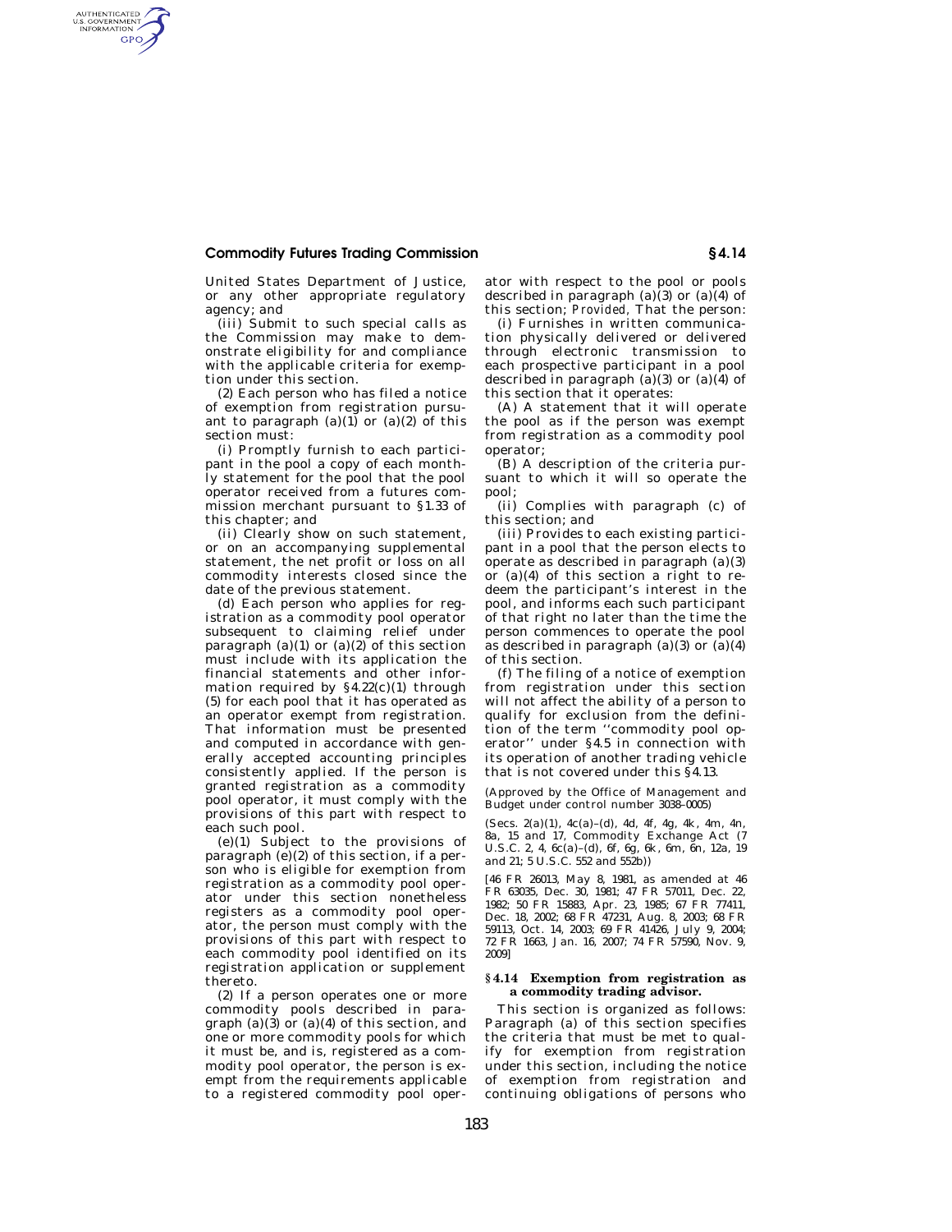United States Department of Justice, or any other appropriate regulatory agency; and

(iii) Submit to such special calls as the Commission may make to demonstrate eligibility for and compliance with the applicable criteria for exemption under this section.

(2) Each person who has filed a notice of exemption from registration pursuant to paragraph (a)(1) or (a)(2) of this section must:

(i) Promptly furnish to each participant in the pool a copy of each monthly statement for the pool that the pool operator received from a futures commission merchant pursuant to §1.33 of this chapter; and

(ii) Clearly show on such statement, or on an accompanying supplemental statement, the net profit or loss on all commodity interests closed since the date of the previous statement.

(d) Each person who applies for registration as a commodity pool operator subsequent to claiming relief under paragraph (a)(1) or (a)(2) of this section must include with its application the financial statements and other information required by §4.22(c)(1) through (5) for each pool that it has operated as an operator exempt from registration. That information must be presented and computed in accordance with generally accepted accounting principles consistently applied. If the person is granted registration as a commodity pool operator, it must comply with the provisions of this part with respect to each such pool.

(e)(1) Subject to the provisions of paragraph (e)(2) of this section, if a person who is eligible for exemption from registration as a commodity pool operator under this section nonetheless registers as a commodity pool operator, the person must comply with the provisions of this part with respect to each commodity pool identified on its registration application or supplement thereto.

(2) If a person operates one or more commodity pools described in paragraph (a)(3) or (a)(4) of this section, and one or more commodity pools for which it must be, and is, registered as a commodity pool operator, the person is exempt from the requirements applicable to a registered commodity pool operator with respect to the pool or pools described in paragraph (a)(3) or (a)(4) of this section; *Provided*, That the person:

(i) Furnishes in written communication physically delivered or delivered through electronic transmission to each prospective participant in a pool described in paragraph (a)(3) or (a)(4) of this section that it operates:

(A) A statement that it will operate the pool as if the person was exempt from registration as a commodity pool operator;

(B) A description of the criteria pursuant to which it will so operate the pool;

(ii) Complies with paragraph (c) of this section; and

(iii) Provides to each existing participant in a pool that the person elects to operate as described in paragraph (a)(3) or (a)(4) of this section a right to redeem the participant's interest in the pool, and informs each such participant of that right no later than the time the person commences to operate the pool as described in paragraph (a)(3) or (a)(4) of this section.

(f) The filing of a notice of exemption from registration under this section will not affect the ability of a person to qualify for exclusion from the definition of the term "commodity pool operator" under §4.5 in connection with its operation of another trading vehicle that is not covered under this §4.13.

(Approved by the Office of Management and Budget under control number 3038–0005)

(Secs. 2(a)(1), 4c(a)–(d), 4d, 4f, 4g, 4k, 4m, 4n, 8a, 15 and 17, Commodity Exchange Act (7 U.S.C. 2, 4, 6c(a)–(d), 6f, 6g, 6k, 6m, 6n, 12a, 19 and 21; 5 U.S.C. 552 and 552b))

[46 FR 26013, May 8, 1981, as amended at 46 FR 63035, Dec. 30, 1981; 47 FR 57011, Dec. 22, 1982; 50 FR 15883, Apr. 23, 1985; 67 FR 77411, Dec. 18, 2002; 68 FR 47231, Aug. 8, 2003; 68 FR 59113, Oct. 14, 2003; 69 FR 41426, July 9, 2004; 72 FR 1663, Jan. 16, 2007; 74 FR 57590, Nov. 9, 2009]

## §4.14 Exemption from registration as a commodity trading advisor.

This section is organized as follows: Paragraph (a) of this section specifies the criteria that must be met to qualify for exemption from registration under this section, including the notice of exemption from registration and continuing obligations of persons who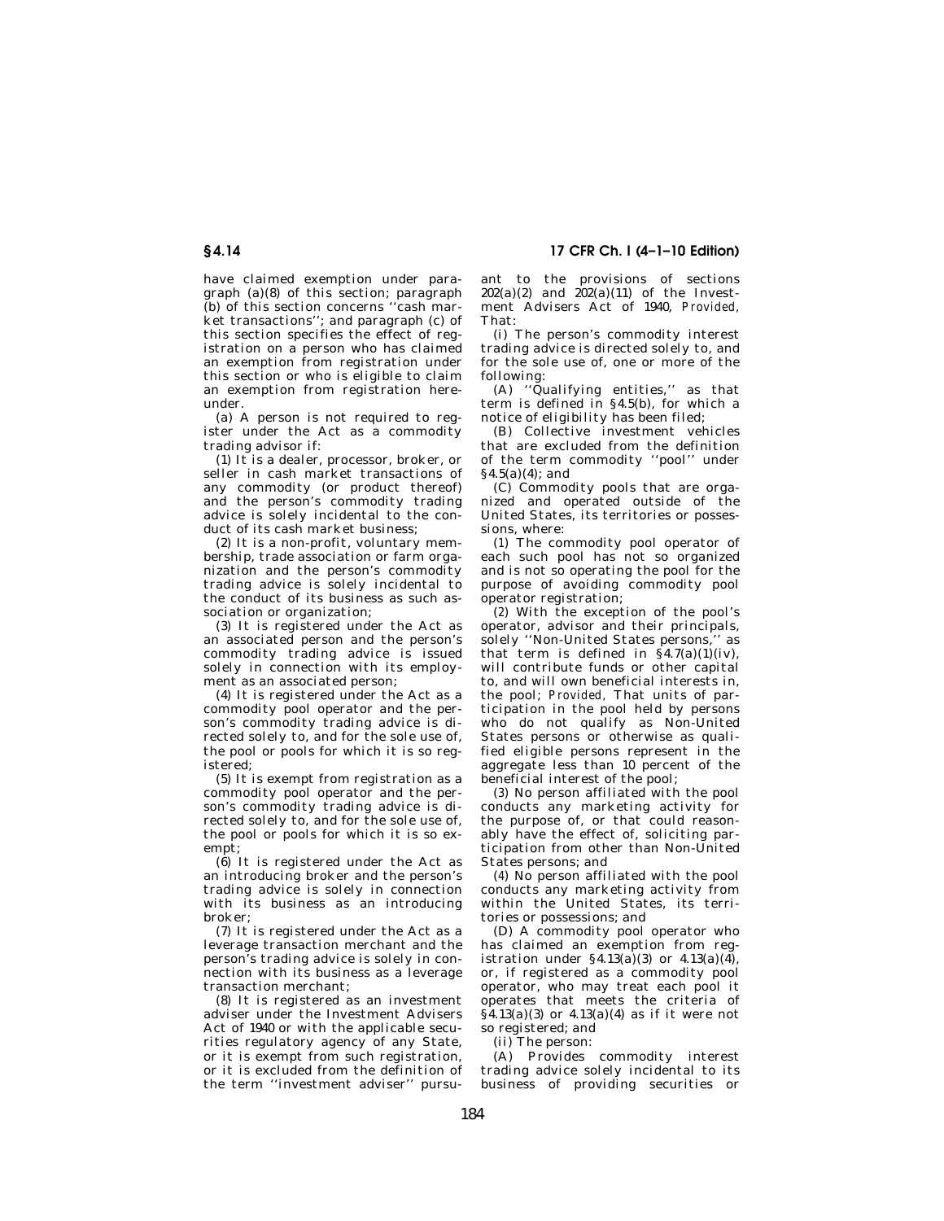have claimed exemption under paragraph (a)(8) of this section; paragraph (b) of this section concerns ''cash market transactions''; and paragraph (c) of this section specifies the effect of registration on a person who has claimed an exemption from registration under this section or who is eligible to claim an exemption from registration hereunder.

(a) A person is not required to register under the Act as a commodity trading advisor if:

(1) It is a dealer, processor, broker, or seller in cash market transactions of any commodity (or product thereof) and the person's commodity trading advice is solely incidental to the conduct of its cash market business;

(2) It is a non-profit, voluntary membership, trade association or farm organization and the person's commodity trading advice is solely incidental to the conduct of its business as such association or organization;

(3) It is registered under the Act as an associated person and the person's commodity trading advice is issued solely in connection with its employment as an associated person;

(4) It is registered under the Act as a commodity pool operator and the person's commodity trading advice is directed solely to, and for the sole use of, the pool or pools for which it is so registered;

(5) It is exempt from registration as a commodity pool operator and the person's commodity trading advice is directed solely to, and for the sole use of, the pool or pools for which it is so exempt;

(6) It is registered under the Act as an introducing broker and the person's trading advice is solely in connection with its business as an introducing broker;

(7) It is registered under the Act as a leverage transaction merchant and the person's trading advice is solely in connection with its business as a leverage transaction merchant;

(8) It is registered as an investment adviser under the Investment Advisers Act of 1940 or with the applicable securities regulatory agency of any State, or it is exempt from such registration, or it is excluded from the definition of the term ''investment adviser'' pursuant to the provisions of sections 202(a)(2) and 202(a)(11) of the Investment Advisers Act of 1940, *Provided,* That:

(i) The person's commodity interest trading advice is directed solely to, and for the sole use of, one or more of the following:

(A) ''Qualifying entities,'' as that term is defined in §4.5(b), for which a notice of eligibility has been filed;

(B) Collective investment vehicles that are excluded from the definition of the term commodity ''pool'' under §4.5(a)(4); and

(C) Commodity pools that are organized and operated outside of the United States, its territories or possessions, where:

(*1*) The commodity pool operator of each such pool has not so organized and is not so operating the pool for the purpose of avoiding commodity pool operator registration;

(*2*) With the exception of the pool's operator, advisor and their principals, solely ''Non-United States persons,'' as that term is defined in §4.7(a)(1)(iv), will contribute funds or other capital to, and will own beneficial interests in, the pool; *Provided,* That units of participation in the pool held by persons who do not qualify as Non-United States persons or otherwise as qualified eligible persons represent in the aggregate less than 10 percent of the beneficial interest of the pool;

(*3*) No person affiliated with the pool conducts any marketing activity for the purpose of, or that could reasonably have the effect of, soliciting participation from other than Non-United States persons; and

(*4*) No person affiliated with the pool conducts any marketing activity from within the United States, its territories or possessions; and

(D) A commodity pool operator who has claimed an exemption from registration under §4.13(a)(3) or 4.13(a)(4), or, if registered as a commodity pool operator, who may treat each pool it operates that meets the criteria of §4.13(a)(3) or 4.13(a)(4) as if it were not so registered; and

(ii) The person:

(A) Provides commodity interest trading advice solely incidental to its business of providing securities or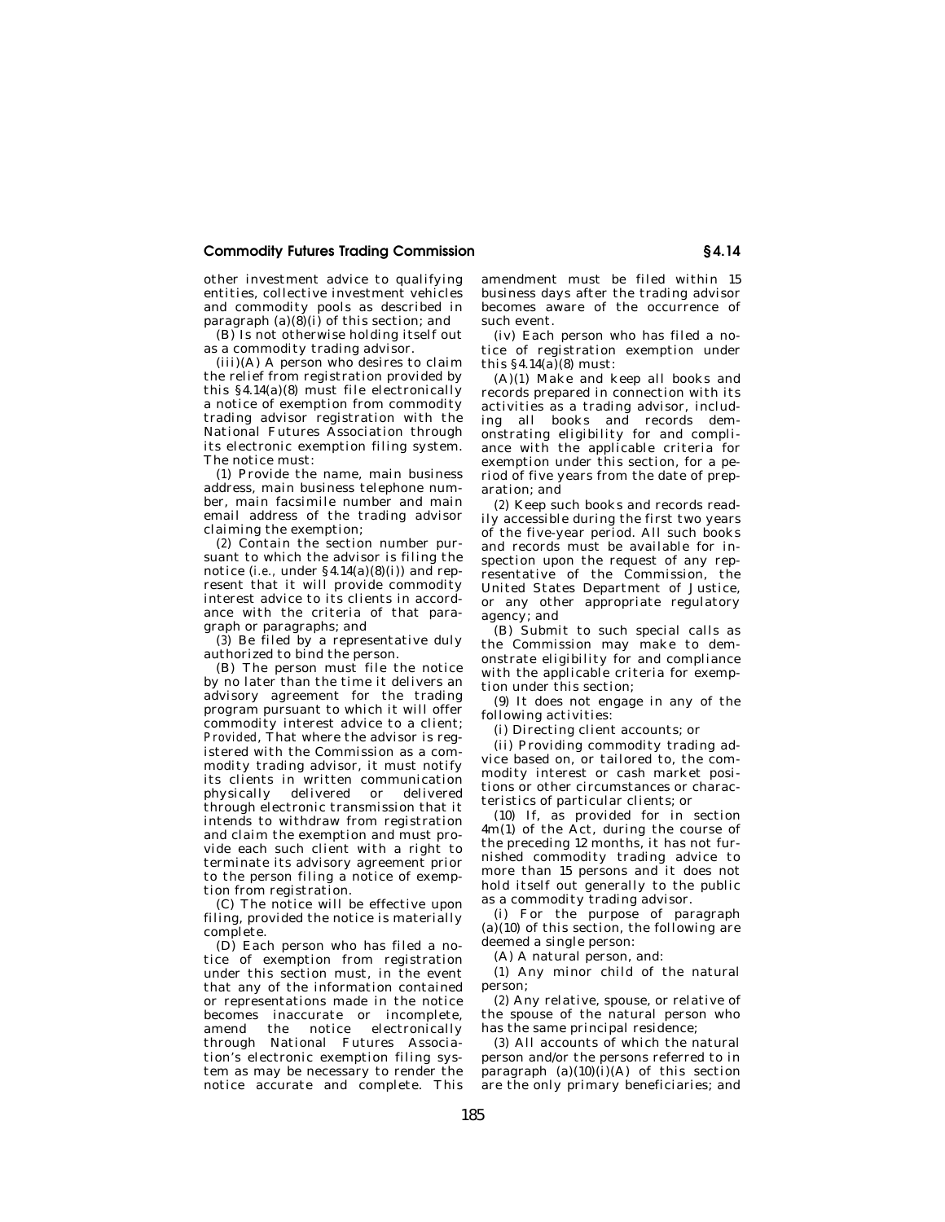other investment advice to qualifying entities, collective investment vehicles and commodity pools as described in paragraph (a)(8)(i) of this section; and

(B) Is not otherwise holding itself out as a commodity trading advisor.

(iii)(A) A person who desires to claim the relief from registration provided by this §4.14(a)(8) must file electronically a notice of exemption from commodity trading advisor registration with the National Futures Association through its electronic exemption filing system. The notice must:

(*1*) Provide the name, main business address, main business telephone number, main facsimile number and main email address of the trading advisor claiming the exemption;

(*2*) Contain the section number pursuant to which the advisor is filing the notice (*i.e.*, under §4.14(a)(8)(i)) and represent that it will provide commodity interest advice to its clients in accordance with the criteria of that paragraph or paragraphs; and

(*3*) Be filed by a representative duly authorized to bind the person.

(B) The person must file the notice by no later than the time it delivers an advisory agreement for the trading program pursuant to which it will offer commodity interest advice to a client; *Provided*, That where the advisor is registered with the Commission as a commodity trading advisor, it must notify its clients in written communication physically delivered or delivered through electronic transmission that it intends to withdraw from registration and claim the exemption and must provide each such client with a right to terminate its advisory agreement prior to the person filing a notice of exemption from registration.

(C) The notice will be effective upon filing, provided the notice is materially complete.

(D) Each person who has filed a notice of exemption from registration under this section must, in the event that any of the information contained or representations made in the notice becomes inaccurate or incomplete, amend the notice electronically through National Futures Association's electronic exemption filing system as may be necessary to render the notice accurate and complete. This amendment must be filed within 15 business days after the trading advisor becomes aware of the occurrence of such event.

(iv) Each person who has filed a notice of registration exemption under this §4.14(a)(8) must:

(A)(*1*) Make and keep all books and records prepared in connection with its activities as a trading advisor, including all books and records demonstrating eligibility for and compliance with the applicable criteria for exemption under this section, for a period of five years from the date of preparation; and

(*2*) Keep such books and records readily accessible during the first two years of the five-year period. All such books and records must be available for inspection upon the request of any representative of the Commission, the United States Department of Justice, or any other appropriate regulatory agency; and

(B) Submit to such special calls as the Commission may make to demonstrate eligibility for and compliance with the applicable criteria for exemption under this section;

(9) It does not engage in any of the following activities:

(i) Directing client accounts; or

(ii) Providing commodity trading advice based on, or tailored to, the commodity interest or cash market positions or other circumstances or characteristics of particular clients; or

(10) If, as provided for in section 4m(1) of the Act, during the course of the preceding 12 months, it has not furnished commodity trading advice to more than 15 persons and it does not hold itself out generally to the public as a commodity trading advisor.

(i) For the purpose of paragraph (a)(10) of this section, the following are deemed a single person:

(A) A natural person, and:

(*1*) Any minor child of the natural person;

(*2*) Any relative, spouse, or relative of the spouse of the natural person who has the same principal residence;

(*3*) All accounts of which the natural person and/or the persons referred to in paragraph (a)(10)(i)(A) of this section are the only primary beneficiaries; and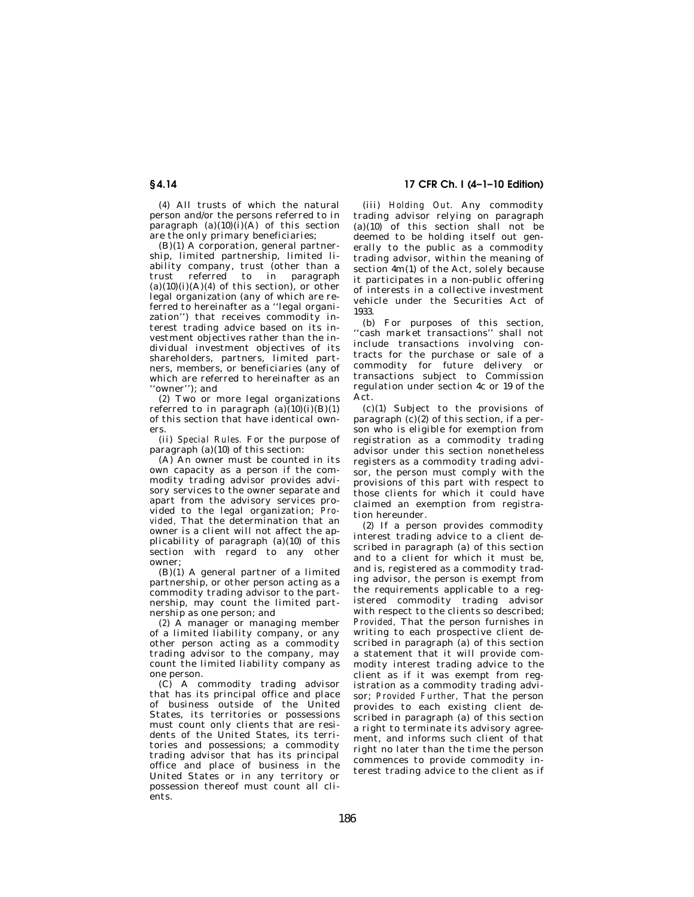(*4*) All trusts of which the natural person and/or the persons referred to in paragraph (a)(10)(i)(A) of this section are the only primary beneficiaries;

(B)(*1*) A corporation, general partnership, limited partnership, limited liability company, trust (other than a trust referred to in paragraph (a)(10)(i)(A)(*4*) of this section), or other legal organization (any of which are referred to hereinafter as a ''legal organization'') that receives commodity interest trading advice based on its investment objectives rather than the individual investment objectives of its shareholders, partners, limited partners, members, or beneficiaries (any of which are referred to hereinafter as an ''owner''); and

(*2*) Two or more legal organizations referred to in paragraph (a)(10)(i)(B)(*1*) of this section that have identical owners.

(ii) *Special Rules.* For the purpose of paragraph (a)(10) of this section:

(A) An owner must be counted in its own capacity as a person if the commodity trading advisor provides advisory services to the owner separate and apart from the advisory services provided to the legal organization; *Provided,* That the determination that an owner is a client will not affect the applicability of paragraph (a)(10) of this section with regard to any other owner;

(B)(*1*) A general partner of a limited partnership, or other person acting as a commodity trading advisor to the partnership, may count the limited partnership as one person; and

(*2*) A manager or managing member of a limited liability company, or any other person acting as a commodity trading advisor to the company, may count the limited liability company as one person.

(C) A commodity trading advisor that has its principal office and place of business outside of the United States, its territories or possessions must count only clients that are residents of the United States, its territories and possessions; a commodity trading advisor that has its principal office and place of business in the United States or in any territory or possession thereof must count all clients.

(iii) *Holding Out.* Any commodity trading advisor relying on paragraph (a)(10) of this section shall not be deemed to be holding itself out generally to the public as a commodity trading advisor, within the meaning of section 4m(1) of the Act, solely because it participates in a non-public offering of interests in a collective investment vehicle under the Securities Act of 1933.

(b) For purposes of this section, ''cash market transactions'' shall not include transactions involving contracts for the purchase or sale of a commodity for future delivery or transactions subject to Commission regulation under section 4c or 19 of the Act.

(c)(1) Subject to the provisions of paragraph (c)(2) of this section, if a person who is eligible for exemption from registration as a commodity trading advisor under this section nonetheless registers as a commodity trading advisor, the person must comply with the provisions of this part with respect to those clients for which it could have claimed an exemption from registration hereunder.

(2) If a person provides commodity interest trading advice to a client described in paragraph (a) of this section and to a client for which it must be, and is, registered as a commodity trading advisor, the person is exempt from the requirements applicable to a registered commodity trading advisor with respect to the clients so described; *Provided,* That the person furnishes in writing to each prospective client described in paragraph (a) of this section a statement that it will provide commodity interest trading advice to the client as if it was exempt from registration as a commodity trading advisor; *Provided Further,* That the person provides to each existing client described in paragraph (a) of this section a right to terminate its advisory agreement, and informs such client of that right no later than the time the person commences to provide commodity interest trading advice to the client as if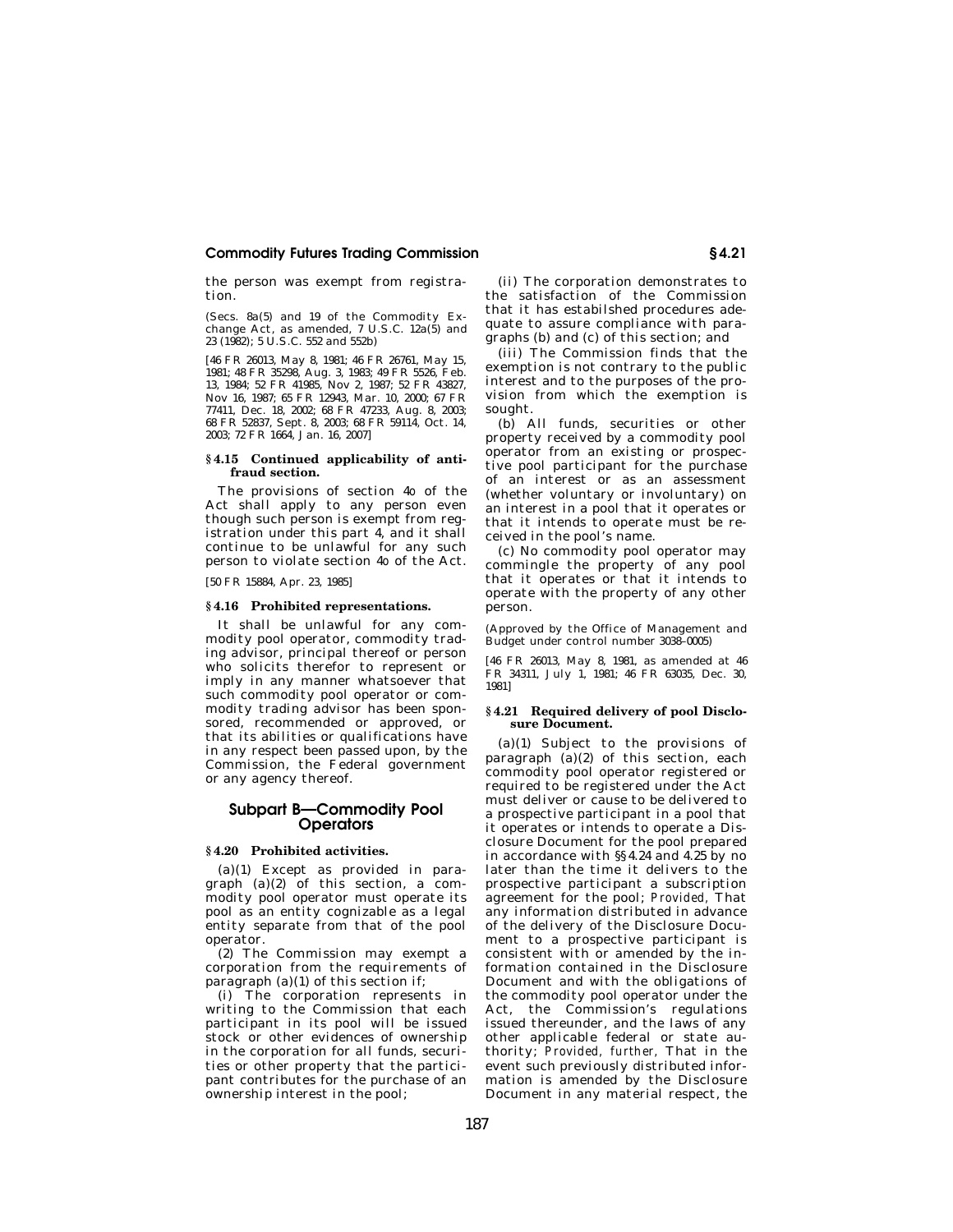the person was exempt from registration.

(Secs. 8a(5) and 19 of the Commodity Exchange Act, as amended, 7 U.S.C. 12a(5) and 23 (1982); 5 U.S.C. 552 and 552b)

[46 FR 26013, May 8, 1981; 46 FR 26761, May 15, 1981; 48 FR 35298, Aug. 3, 1983; 49 FR 5526, Feb. 13, 1984; 52 FR 41985, Nov 2, 1987; 52 FR 43827, Nov 16, 1987; 65 FR 12943, Mar. 10, 2000; 67 FR 77411, Dec. 18, 2002; 68 FR 47233, Aug. 8, 2003; 68 FR 52837, Sept. 8, 2003; 68 FR 59114, Oct. 14, 2003; 72 FR 1664, Jan. 16, 2007]

### § 4.15 Continued applicability of antifraud section.

The provisions of section 4o of the Act shall apply to any person even though such person is exempt from registration under this part 4, and it shall continue to be unlawful for any such person to violate section 4o of the Act.

[50 FR 15884, Apr. 23, 1985]

### § 4.16 Prohibited representations.

It shall be unlawful for any commodity pool operator, commodity trading advisor, principal thereof or person who solicits therefor to represent or imply in any manner whatsoever that such commodity pool operator or commodity trading advisor has been sponsored, recommended or approved, or that its abilities or qualifications have in any respect been passed upon, by the Commission, the Federal government or any agency thereof.

## Subpart B—Commodity Pool Operators

### § 4.20 Prohibited activities.

(a)(1) Except as provided in paragraph (a)(2) of this section, a commodity pool operator must operate its pool as an entity cognizable as a legal entity separate from that of the pool operator.

(2) The Commission may exempt a corporation from the requirements of paragraph (a)(1) of this section if;

(i) The corporation represents in writing to the Commission that each participant in its pool will be issued stock or other evidences of ownership in the corporation for all funds, securities or other property that the participant contributes for the purchase of an ownership interest in the pool;

(ii) The corporation demonstrates to the satisfaction of the Commission that it has estabilshed procedures adequate to assure compliance with paragraphs (b) and (c) of this section; and

(iii) The Commission finds that the exemption is not contrary to the public interest and to the purposes of the provision from which the exemption is sought.

(b) All funds, securities or other property received by a commodity pool operator from an existing or prospective pool participant for the purchase of an interest or as an assessment (whether voluntary or involuntary) on an interest in a pool that it operates or that it intends to operate must be received in the pool's name.

(c) No commodity pool operator may commingle the property of any pool that it operates or that it intends to operate with the property of any other person.

(Approved by the Office of Management and Budget under control number 3038–0005)

[46 FR 26013, May 8, 1981, as amended at 46 FR 34311, July 1, 1981; 46 FR 63035, Dec. 30, 1981]

### § 4.21 Required delivery of pool Disclosure Document.

(a)(1) Subject to the provisions of paragraph (a)(2) of this section, each commodity pool operator registered or required to be registered under the Act must deliver or cause to be delivered to a prospective participant in a pool that it operates or intends to operate a Disclosure Document for the pool prepared in accordance with §§ 4.24 and 4.25 by no later than the time it delivers to the prospective participant a subscription agreement for the pool; *Provided*, That any information distributed in advance of the delivery of the Disclosure Document to a prospective participant is consistent with or amended by the information contained in the Disclosure Document and with the obligations of the commodity pool operator under the Act, the Commission's regulations issued thereunder, and the laws of any other applicable federal or state authority; *Provided, further*, That in the event such previously distributed information is amended by the Disclosure Document in any material respect, the